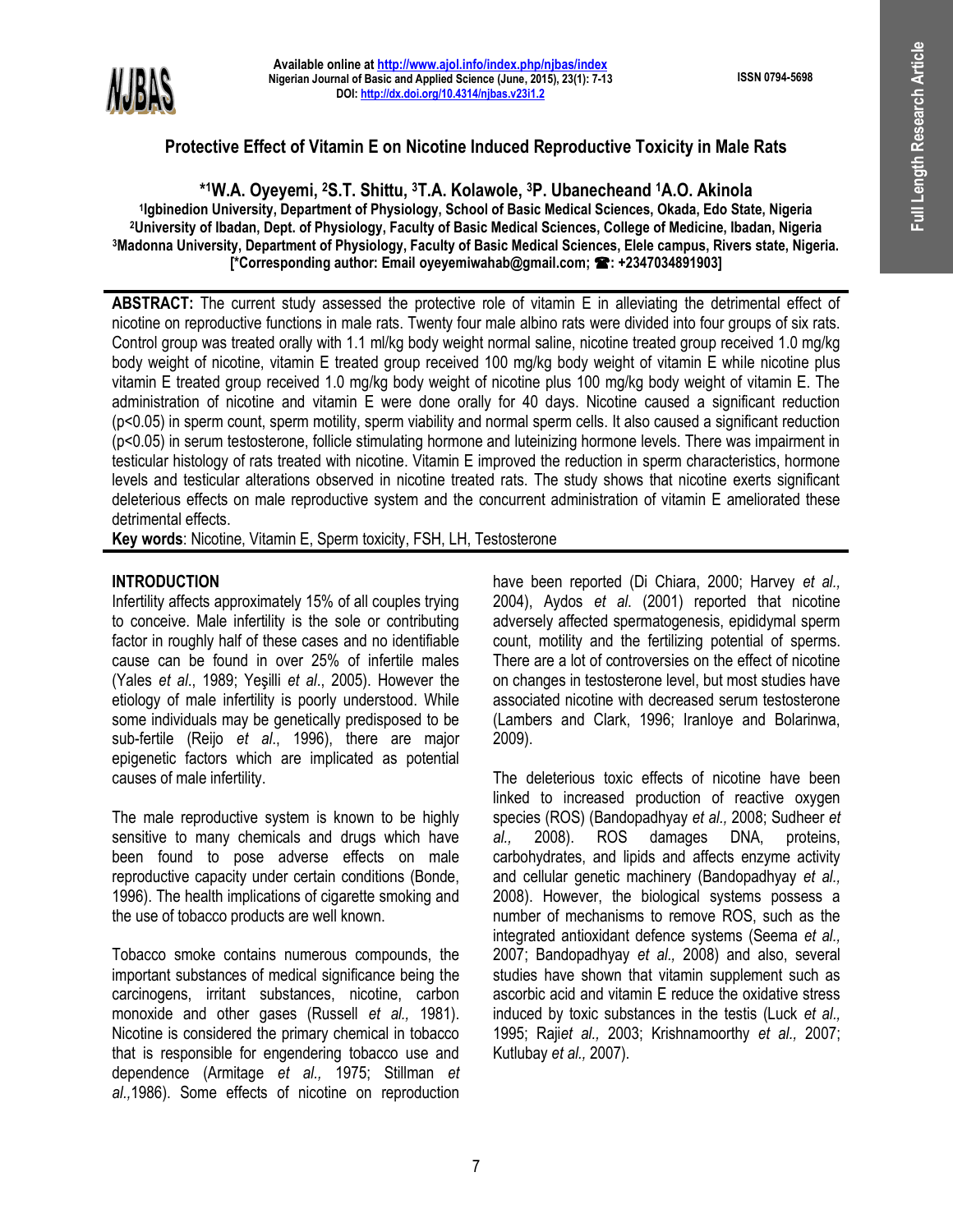# Protective Effect of Vitamin E on Nicotine Induced Reproductive Toxicity in Male Rats

**\*[1]W.A. Oyeyemi, [2]S.T. Shittu, [3]T.A. Kolawole, [3]P. Ubanecheand [1]A.O. Akinola**

[1]Igbinedion University, Department of Physiology, School of Basic Medical Sciences, Okada, Edo State, Nigeria
[2]University of Ibadan, Dept. of Physiology, Faculty of Basic Medical Sciences, College of Medicine, Ibadan, Nigeria
[3]Madonna University, Department of Physiology, Faculty of Basic Medical Sciences, Elele campus, Rivers state, Nigeria.
[\*Corresponding author: Email oyeyemiwahab@gmail.com; ☎: +2347034891903]

**ABSTRACT:** The current study assessed the protective role of vitamin E in alleviating the detrimental effect of nicotine on reproductive functions in male rats. Twenty four male albino rats were divided into four groups of six rats. Control group was treated orally with 1.1 ml/kg body weight normal saline, nicotine treated group received 1.0 mg/kg body weight of nicotine, vitamin E treated group received 100 mg/kg body weight of vitamin E while nicotine plus vitamin E treated group received 1.0 mg/kg body weight of nicotine plus 100 mg/kg body weight of vitamin E. The administration of nicotine and vitamin E were done orally for 40 days. Nicotine caused a significant reduction ($p<0.05$) in sperm count, sperm motility, sperm viability and normal sperm cells. It also caused a significant reduction ($p<0.05$) in serum testosterone, follicle stimulating hormone and luteinizing hormone levels. There was impairment in testicular histology of rats treated with nicotine. Vitamin E improved the reduction in sperm characteristics, hormone levels and testicular alterations observed in nicotine treated rats. The study shows that nicotine exerts significant deleterious effects on male reproductive system and the concurrent administration of vitamin E ameliorated these detrimental effects.

**Key words**: Nicotine, Vitamin E, Sperm toxicity, FSH, LH, Testosterone

## INTRODUCTION

Infertility affects approximately 15% of all couples trying to conceive. Male infertility is the sole or contributing factor in roughly half of these cases and no identifiable cause can be found in over 25% of infertile males (Yales *et al*., 1989; Yeşilli *et al*., 2005). However the etiology of male infertility is poorly understood. While some individuals may be genetically predisposed to be sub-fertile (Reijo *et al*., 1996), there are major epigenetic factors which are implicated as potential causes of male infertility.

The male reproductive system is known to be highly sensitive to many chemicals and drugs which have been found to pose adverse effects on male reproductive capacity under certain conditions (Bonde, 1996). The health implications of cigarette smoking and the use of tobacco products are well known.

Tobacco smoke contains numerous compounds, the important substances of medical significance being the carcinogens, irritant substances, nicotine, carbon monoxide and other gases (Russell *et al.,* 1981). Nicotine is considered the primary chemical in tobacco that is responsible for engendering tobacco use and dependence (Armitage *et al.,* 1975; Stillman *et al.,*1986). Some effects of nicotine on reproduction have been reported (Di Chiara, 2000; Harvey *et al.,* 2004), Aydos *et al*. (2001) reported that nicotine adversely affected spermatogenesis, epididymal sperm count, motility and the fertilizing potential of sperms. There are a lot of controversies on the effect of nicotine on changes in testosterone level, but most studies have associated nicotine with decreased serum testosterone (Lambers and Clark, 1996; Iranloye and Bolarinwa, 2009).

The deleterious toxic effects of nicotine have been linked to increased production of reactive oxygen species (ROS) (Bandopadhyay *et al.,* 2008; Sudheer *et al.,* 2008). ROS damages DNA, proteins, carbohydrates, and lipids and affects enzyme activity and cellular genetic machinery (Bandopadhyay *et al.,* 2008). However, the biological systems possess a number of mechanisms to remove ROS, such as the integrated antioxidant defence systems (Seema *et al.,* 2007; Bandopadhyay *et al.,* 2008) and also, several studies have shown that vitamin supplement such as ascorbic acid and vitamin E reduce the oxidative stress induced by toxic substances in the testis (Luck *et al.,* 1995; Raji*et al.,* 2003; Krishnamoorthy *et al.,* 2007; Kutlubay *et al.,* 2007).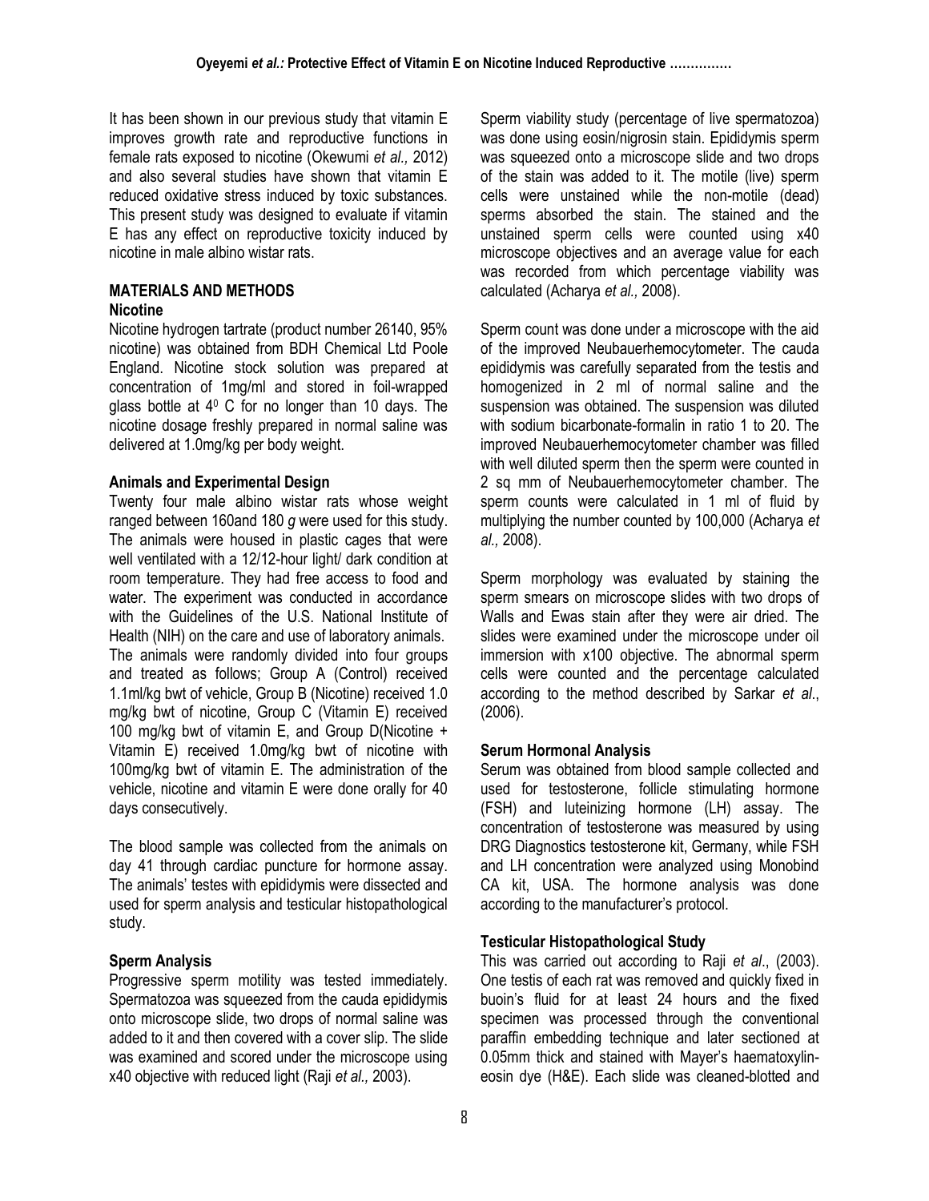It has been shown in our previous study that vitamin E improves growth rate and reproductive functions in female rats exposed to nicotine (Okewumi *et al.,* 2012) and also several studies have shown that vitamin E reduced oxidative stress induced by toxic substances. This present study was designed to evaluate if vitamin E has any effect on reproductive toxicity induced by nicotine in male albino wistar rats.

## MATERIALS AND METHODS

### Nicotine

Nicotine hydrogen tartrate (product number 26140, 95% nicotine) was obtained from BDH Chemical Ltd Poole England. Nicotine stock solution was prepared at concentration of 1mg/ml and stored in foil-wrapped glass bottle at $4^0$ C for no longer than 10 days. The nicotine dosage freshly prepared in normal saline was delivered at 1.0mg/kg per body weight.

### Animals and Experimental Design

Twenty four male albino wistar rats whose weight ranged between 160and 180 *g* were used for this study. The animals were housed in plastic cages that were well ventilated with a 12/12-hour light/ dark condition at room temperature. They had free access to food and water. The experiment was conducted in accordance with the Guidelines of the U.S. National Institute of Health (NIH) on the care and use of laboratory animals. The animals were randomly divided into four groups and treated as follows; Group A (Control) received 1.1ml/kg bwt of vehicle, Group B (Nicotine) received 1.0 mg/kg bwt of nicotine, Group C (Vitamin E) received 100 mg/kg bwt of vitamin E, and Group D(Nicotine + Vitamin E) received 1.0mg/kg bwt of nicotine with 100mg/kg bwt of vitamin E. The administration of the vehicle, nicotine and vitamin E were done orally for 40 days consecutively.

The blood sample was collected from the animals on day 41 through cardiac puncture for hormone assay. The animals' testes with epididymis were dissected and used for sperm analysis and testicular histopathological study.

### Sperm Analysis

Progressive sperm motility was tested immediately. Spermatozoa was squeezed from the cauda epididymis onto microscope slide, two drops of normal saline was added to it and then covered with a cover slip. The slide was examined and scored under the microscope using x40 objective with reduced light (Raji *et al.,* 2003).

Sperm viability study (percentage of live spermatozoa) was done using eosin/nigrosin stain. Epididymis sperm was squeezed onto a microscope slide and two drops of the stain was added to it. The motile (live) sperm cells were unstained while the non-motile (dead) sperms absorbed the stain. The stained and the unstained sperm cells were counted using x40 microscope objectives and an average value for each was recorded from which percentage viability was calculated (Acharya *et al.,* 2008).

Sperm count was done under a microscope with the aid of the improved Neubauerhemocytometer. The cauda epididymis was carefully separated from the testis and homogenized in 2 ml of normal saline and the suspension was obtained. The suspension was diluted with sodium bicarbonate-formalin in ratio 1 to 20. The improved Neubauerhemocytometer chamber was filled with well diluted sperm then the sperm were counted in 2 sq mm of Neubauerhemocytometer chamber. The sperm counts were calculated in 1 ml of fluid by multiplying the number counted by 100,000 (Acharya *et al.,* 2008).

Sperm morphology was evaluated by staining the sperm smears on microscope slides with two drops of Walls and Ewas stain after they were air dried. The slides were examined under the microscope under oil immersion with x100 objective. The abnormal sperm cells were counted and the percentage calculated according to the method described by Sarkar *et al*., (2006).

### Serum Hormonal Analysis

Serum was obtained from blood sample collected and used for testosterone, follicle stimulating hormone (FSH) and luteinizing hormone (LH) assay. The concentration of testosterone was measured by using DRG Diagnostics testosterone kit, Germany, while FSH and LH concentration were analyzed using Monobind CA kit, USA. The hormone analysis was done according to the manufacturer's protocol.

### Testicular Histopathological Study

This was carried out according to Raji *et al*., (2003). One testis of each rat was removed and quickly fixed in buoin's fluid for at least 24 hours and the fixed specimen was processed through the conventional paraffin embedding technique and later sectioned at 0.05mm thick and stained with Mayer's haematoxylin-eosin dye (H&E). Each slide was cleaned-blotted and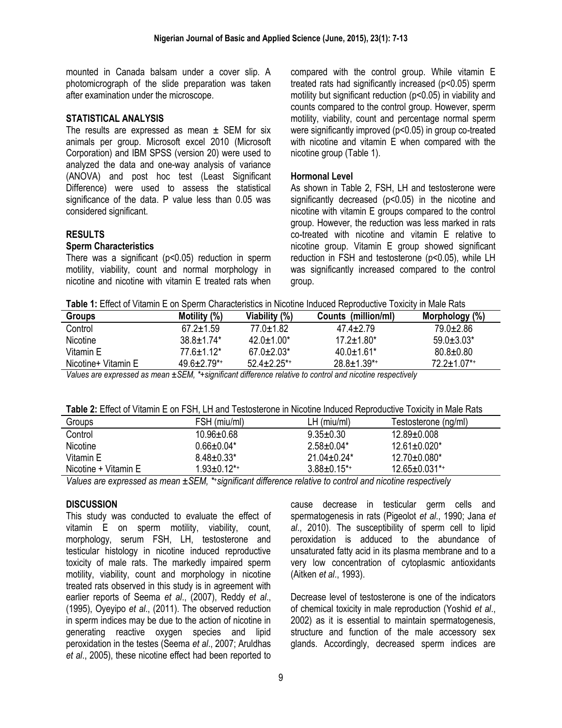mounted in Canada balsam under a cover slip. A photomicrograph of the slide preparation was taken after examination under the microscope.

## STATISTICAL ANALYSIS

The results are expressed as mean ± SEM for six animals per group. Microsoft excel 2010 (Microsoft Corporation) and IBM SPSS (version 20) were used to analyzed the data and one-way analysis of variance (ANOVA) and post hoc test (Least Significant Difference) were used to assess the statistical significance of the data. P value less than 0.05 was considered significant.

## RESULTS

### Sperm Characteristics

There was a significant ($p<0.05$) reduction in sperm motility, viability, count and normal morphology in nicotine and nicotine with vitamin E treated rats when compared with the control group. While vitamin E treated rats had significantly increased ($p<0.05$) sperm motility but significant reduction ($p<0.05$) in viability and counts compared to the control group. However, sperm motility, viability, count and percentage normal sperm were significantly improved ($p<0.05$) in group co-treated with nicotine and vitamin E when compared with the nicotine group (Table 1).

### Hormonal Level

As shown in Table 2, FSH, LH and testosterone were significantly decreased ($p<0.05$) in the nicotine and nicotine with vitamin E groups compared to the control group. However, the reduction was less marked in rats co-treated with nicotine and vitamin E relative to nicotine group. Vitamin E group showed significant reduction in FSH and testosterone ($p<0.05$), while LH was significantly increased compared to the control group.

**Table 1:** Effect of Vitamin E on Sperm Characteristics in Nicotine Induced Reproductive Toxicity in Male Rats

| Groups | Motility (%) | Viability (%) | Counts (million/ml) | Morphology (%) |
|---|---|---|---|---|
| Control | 67.2±1.59 | 77.0±1.82 | 47.4±2.79 | 79.0±2.86 |
| Nicotine | 38.8±1.74* | 42.0±1.00* | 17.2±1.80* | 59.0±3.03* |
| Vitamin E | 77.6±1.12* | 67.0±2.03* | 40.0±1.61* | 80.8±0.80 |
| Nicotine+ Vitamin E | 49.6±2.79*+ | 52.4±2.25*+ | 28.8±1.39*+ | 72.2±1.07*+ |

*Values are expressed as mean ±SEM, *+significant difference relative to control and nicotine respectively*

**Table 2:** Effect of Vitamin E on FSH, LH and Testosterone in Nicotine Induced Reproductive Toxicity in Male Rats

| Groups | FSH (miu/ml) | LH (miu/ml) | Testosterone (ng/ml) |
|---|---|---|---|
| Control | 10.96±0.68 | 9.35±0.30 | 12.89±0.008 |
| Nicotine | 0.66±0.04* | 2.58±0.04* | 12.61±0.020* |
| Vitamin E | 8.48±0.33* | 21.04±0.24* | 12.70±0.080* |
| Nicotine + Vitamin E | 1.93±0.12*+ | 3.88±0.15*+ | 12.65±0.031*+ |

*Values are expressed as mean ±SEM, *+significant difference relative to control and nicotine respectively*

## DISCUSSION

This study was conducted to evaluate the effect of vitamin E on sperm motility, viability, count, morphology, serum FSH, LH, testosterone and testicular histology in nicotine induced reproductive toxicity of male rats. The markedly impaired sperm motility, viability, count and morphology in nicotine treated rats observed in this study is in agreement with earlier reports of Seema *et al*., (2007), Reddy *et al*., (1995), Oyeyipo *et al*., (2011). The observed reduction in sperm indices may be due to the action of nicotine in generating reactive oxygen species and lipid peroxidation in the testes (Seema *et al*., 2007; Aruldhas *et al*., 2005), these nicotine effect had been reported to cause decrease in testicular germ cells and spermatogenesis in rats (Pigeolot *et al*., 1990; Jana *et al*., 2010). The susceptibility of sperm cell to lipid peroxidation is adduced to the abundance of unsaturated fatty acid in its plasma membrane and to a very low concentration of cytoplasmic antioxidants (Aitken *et al*., 1993).

Decrease level of testosterone is one of the indicators of chemical toxicity in male reproduction (Yoshid *et al*., 2002) as it is essential to maintain spermatogenesis, structure and function of the male accessory sex glands. Accordingly, decreased sperm indices are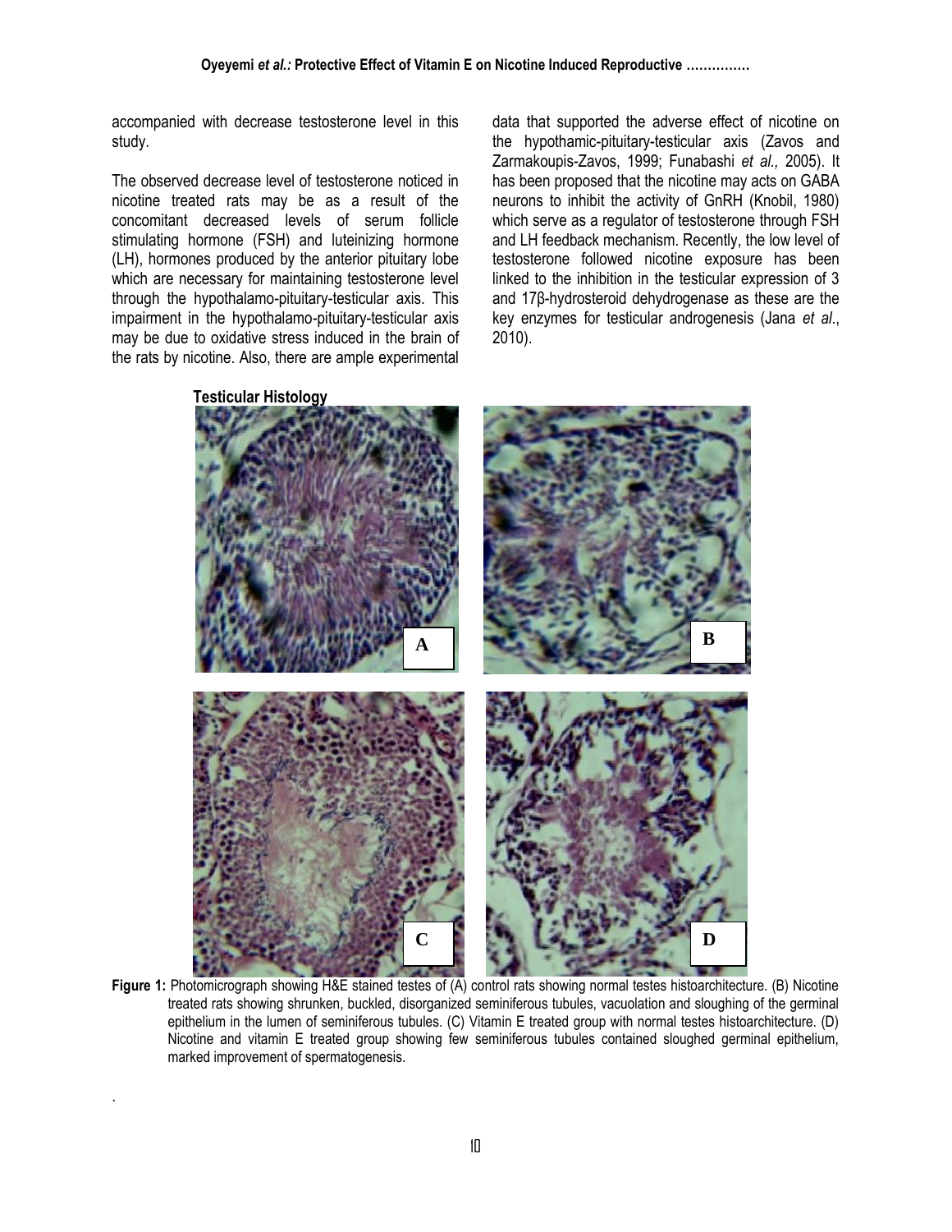accompanied with decrease testosterone level in this study.

The observed decrease level of testosterone noticed in nicotine treated rats may be as a result of the concomitant decreased levels of serum follicle stimulating hormone (FSH) and luteinizing hormone (LH), hormones produced by the anterior pituitary lobe which are necessary for maintaining testosterone level through the hypothalamo-pituitary-testicular axis. This impairment in the hypothalamo-pituitary-testicular axis may be due to oxidative stress induced in the brain of the rats by nicotine. Also, there are ample experimental data that supported the adverse effect of nicotine on the hypothamic-pituitary-testicular axis (Zavos and Zarmakoupis-Zavos, 1999; Funabashi *et al.,* 2005). It has been proposed that the nicotine may acts on GABA neurons to inhibit the activity of GnRH (Knobil, 1980) which serve as a regulator of testosterone through FSH and LH feedback mechanism. Recently, the low level of testosterone followed nicotine exposure has been linked to the inhibition in the testicular expression of 3 and 17β-hydrosteroid dehydrogenase as these are the key enzymes for testicular androgenesis (Jana *et al*., 2010).

**Testicular Histology**

**Figure 1:** Photomicrograph showing H&E stained testes of (A) control rats showing normal testes histoarchitecture. (B) Nicotine treated rats showing shrunken, buckled, disorganized seminiferous tubules, vacuolation and sloughing of the germinal epithelium in the lumen of seminiferous tubules. (C) Vitamin E treated group with normal testes histoarchitecture. (D) Nicotine and vitamin E treated group showing few seminiferous tubules contained sloughed germinal epithelium, marked improvement of spermatogenesis.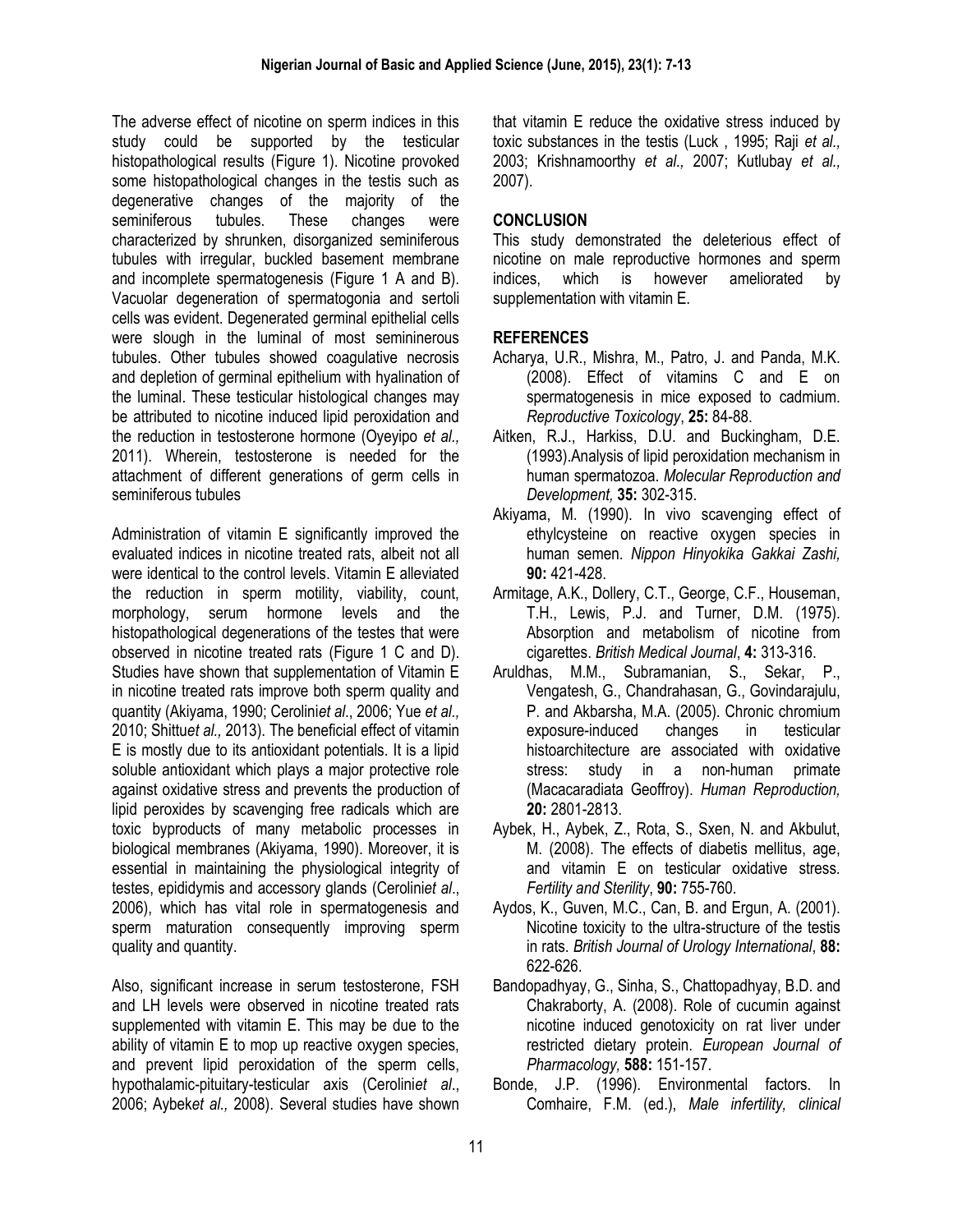The adverse effect of nicotine on sperm indices in this study could be supported by the testicular histopathological results (Figure 1). Nicotine provoked some histopathological changes in the testis such as degenerative changes of the majority of the seminiferous tubules. These changes were characterized by shrunken, disorganized seminiferous tubules with irregular, buckled basement membrane and incomplete spermatogenesis (Figure 1 A and B). Vacuolar degeneration of spermatogonia and sertoli cells was evident. Degenerated germinal epithelial cells were slough in the luminal of most semininerous tubules. Other tubules showed coagulative necrosis and depletion of germinal epithelium with hyalination of the luminal. These testicular histological changes may be attributed to nicotine induced lipid peroxidation and the reduction in testosterone hormone (Oyeyipo *et al.,* 2011). Wherein, testosterone is needed for the attachment of different generations of germ cells in seminiferous tubules

Administration of vitamin E significantly improved the evaluated indices in nicotine treated rats, albeit not all were identical to the control levels. Vitamin E alleviated the reduction in sperm motility, viability, count, morphology, serum hormone levels and the histopathological degenerations of the testes that were observed in nicotine treated rats (Figure 1 C and D). Studies have shown that supplementation of Vitamin E in nicotine treated rats improve both sperm quality and quantity (Akiyama, 1990; Cerolini*et al*., 2006; Yue *et al.,* 2010; Shittu*et al.,* 2013). The beneficial effect of vitamin E is mostly due to its antioxidant potentials. It is a lipid soluble antioxidant which plays a major protective role against oxidative stress and prevents the production of lipid peroxides by scavenging free radicals which are toxic byproducts of many metabolic processes in biological membranes (Akiyama, 1990). Moreover, it is essential in maintaining the physiological integrity of testes, epididymis and accessory glands (Cerolini*et al*., 2006), which has vital role in spermatogenesis and sperm maturation consequently improving sperm quality and quantity.

Also, significant increase in serum testosterone, FSH and LH levels were observed in nicotine treated rats supplemented with vitamin E. This may be due to the ability of vitamin E to mop up reactive oxygen species, and prevent lipid peroxidation of the sperm cells, hypothalamic-pituitary-testicular axis (Cerolini*et al*., 2006; Aybek*et al.,* 2008). Several studies have shown that vitamin E reduce the oxidative stress induced by toxic substances in the testis (Luck , 1995; Raji *et al.,* 2003; Krishnamoorthy *et al.,* 2007; Kutlubay *et al.,* 2007).

## CONCLUSION

This study demonstrated the deleterious effect of nicotine on male reproductive hormones and sperm indices, which is however ameliorated by supplementation with vitamin E.

## REFERENCES

Acharya, U.R., Mishra, M., Patro, J. and Panda, M.K. (2008). Effect of vitamins C and E on spermatogenesis in mice exposed to cadmium. *Reproductive Toxicology*, **25:** 84-88.

Aitken, R.J., Harkiss, D.U. and Buckingham, D.E. (1993).Analysis of lipid peroxidation mechanism in human spermatozoa. *Molecular Reproduction and Development,* **35:** 302-315.

Akiyama, M. (1990). In vivo scavenging effect of ethylcysteine on reactive oxygen species in human semen. *Nippon Hinyokika Gakkai Zashi,* **90:** 421-428.

Armitage, A.K., Dollery, C.T., George, C.F., Houseman, T.H., Lewis, P.J. and Turner, D.M. (1975). Absorption and metabolism of nicotine from cigarettes. *British Medical Journal*, **4:** 313-316.

Aruldhas, M.M., Subramanian, S., Sekar, P., Vengatesh, G., Chandrahasan, G., Govindarajulu, P. and Akbarsha, M.A. (2005). Chronic chromium exposure-induced changes in testicular histoarchitecture are associated with oxidative stress: study in a non-human primate (Macacaradiata Geoffroy). *Human Reproduction,* **20:** 2801-2813.

Aybek, H., Aybek, Z., Rota, S., Sxen, N. and Akbulut, M. (2008). The effects of diabetis mellitus, age, and vitamin E on testicular oxidative stress. *Fertility and Sterility*, **90:** 755-760.

Aydos, K., Guven, M.C., Can, B. and Ergun, A. (2001). Nicotine toxicity to the ultra-structure of the testis in rats. *British Journal of Urology International*, **88:** 622-626.

Bandopadhyay, G., Sinha, S., Chattopadhyay, B.D. and Chakraborty, A. (2008). Role of cucumin against nicotine induced genotoxicity on rat liver under restricted dietary protein. *European Journal of Pharmacology,* **588:** 151-157.

Bonde, J.P. (1996). Environmental factors. In Comhaire, F.M. (ed.), *Male infertility, clinical*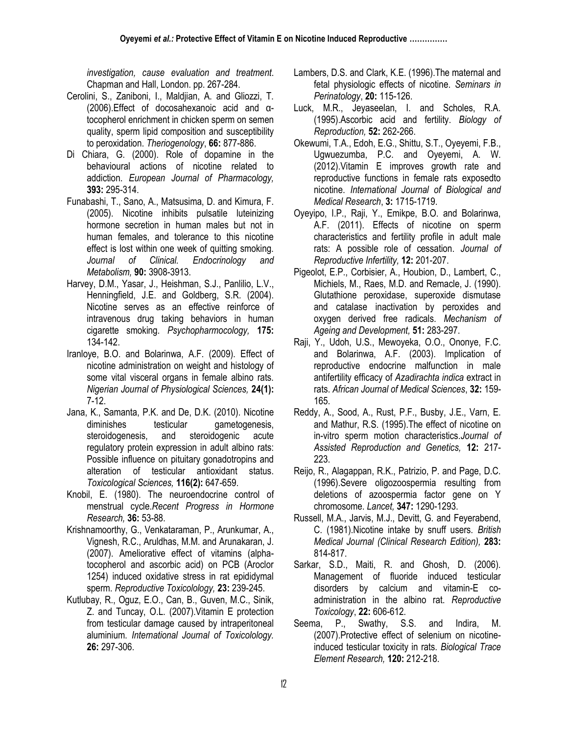*investigation, cause evaluation and treatment*. Chapman and Hall, London. pp. 267-284.

Cerolini, S., Zaniboni, I., Maldjian, A. and Gliozzi, T. (2006).Effect of docosahexanoic acid and α-tocopherol enrichment in chicken sperm on semen quality, sperm lipid composition and susceptibility to peroxidation. *Theriogenology*, **66:** 877-886.

Di Chiara, G. (2000). Role of dopamine in the behavioural actions of nicotine related to addiction. *European Journal of Pharmacology,* **393:** 295-314.

Funabashi, T., Sano, A., Matsusima, D. and Kimura, F. (2005). Nicotine inhibits pulsatile luteinizing hormone secretion in human males but not in human females, and tolerance to this nicotine effect is lost within one week of quitting smoking. *Journal of Clinical. Endocrinology and Metabolism,* **90:** 3908-3913.

Harvey, D.M., Yasar, J., Heishman, S.J., Panlilio, L.V., Henningfield, J.E. and Goldberg, S.R. (2004). Nicotine serves as an effective reinforce of intravenous drug taking behaviors in human cigarette smoking. *Psychopharmocology,* **175:** 134-142.

Iranloye, B.O. and Bolarinwa, A.F. (2009). Effect of nicotine administration on weight and histology of some vital visceral organs in female albino rats. *Nigerian Journal of Physiological Sciences,* **24(1):** 7-12.

Jana, K., Samanta, P.K. and De, D.K. (2010). Nicotine diminishes testicular gametogenesis, steroidogenesis, and steroidogenic acute regulatory protein expression in adult albino rats: Possible influence on pituitary gonadotropins and alteration of testicular antioxidant status. *Toxicological Sciences,* **116(2):** 647-659.

Knobil, E. (1980). The neuroendocrine control of menstrual cycle.*Recent Progress in Hormone Research,* **36:** 53-88.

Krishnamoorthy, G., Venkataraman, P., Arunkumar, A., Vignesh, R.C., Aruldhas, M.M. and Arunakaran, J. (2007). Ameliorative effect of vitamins (alpha-tocopherol and ascorbic acid) on PCB (Aroclor 1254) induced oxidative stress in rat epididymal sperm. *Reproductive Toxicolology,* **23:** 239-245.

Kutlubay, R., Oguz, E.O., Can, B., Guven, M.C., Sinik, Z. and Tuncay, O.L. (2007).Vitamin E protection from testicular damage caused by intraperitoneal aluminium. *International Journal of Toxicolology.* **26:** 297-306.

Lambers, D.S. and Clark, K.E. (1996).The maternal and fetal physiologic effects of nicotine. *Seminars in Perinatology*, **20:** 115-126.

Luck, M.R., Jeyaseelan, I. and Scholes, R.A. (1995).Ascorbic acid and fertility. *Biology of Reproduction,* **52:** 262-266.

Okewumi, T.A., Edoh, E.G., Shittu, S.T., Oyeyemi, F.B., Ugwuezumba, P.C. and Oyeyemi, A. W. (2012).Vitamin E improves growth rate and reproductive functions in female rats exposedto nicotine. *International Journal of Biological and Medical Research*, **3:** 1715-1719.

Oyeyipo, I.P., Raji, Y., Emikpe, B.O. and Bolarinwa, A.F. (2011). Effects of nicotine on sperm characteristics and fertility profile in adult male rats: A possible role of cessation. *Journal of Reproductive Infertility,* **12:** 201-207.

Pigeolot, E.P., Corbisier, A., Houbion, D., Lambert, C., Michiels, M., Raes, M.D. and Remacle, J. (1990). Glutathione peroxidase, superoxide dismutase and catalase inactivation by peroxides and oxygen derived free radicals. *Mechanism of Ageing and Development,* **51:** 283-297.

Raji, Y., Udoh, U.S., Mewoyeka, O.O., Ononye, F.C. and Bolarinwa, A.F. (2003). Implication of reproductive endocrine malfunction in male antifertility efficacy of *Azadirachta indica* extract in rats. *African Journal of Medical Sciences*, **32:** 159-165.

Reddy, A., Sood, A., Rust, P.F., Busby, J.E., Varn, E. and Mathur, R.S. (1995).The effect of nicotine on in-vitro sperm motion characteristics.*Journal of Assisted Reproduction and Genetics,* **12:** 217-223.

Reijo, R., Alagappan, R.K., Patrizio, P. and Page, D.C. (1996).Severe oligozoospermia resulting from deletions of azoospermia factor gene on Y chromosome. *Lancet,* **347:** 1290-1293.

Russell, M.A., Jarvis, M.J., Devitt, G. and Feyerabend, C. (1981).Nicotine intake by snuff users. *British Medical Journal (Clinical Research Edition),* **283:** 814-817.

Sarkar, S.D., Maiti, R. and Ghosh, D. (2006). Management of fluoride induced testicular disorders by calcium and vitamin-E co-administration in the albino rat. *Reproductive Toxicology*, **22:** 606-612.

Seema, P., Swathy, S.S. and Indira, M. (2007).Protective effect of selenium on nicotine-induced testicular toxicity in rats. *Biological Trace Element Research,* **120:** 212-218.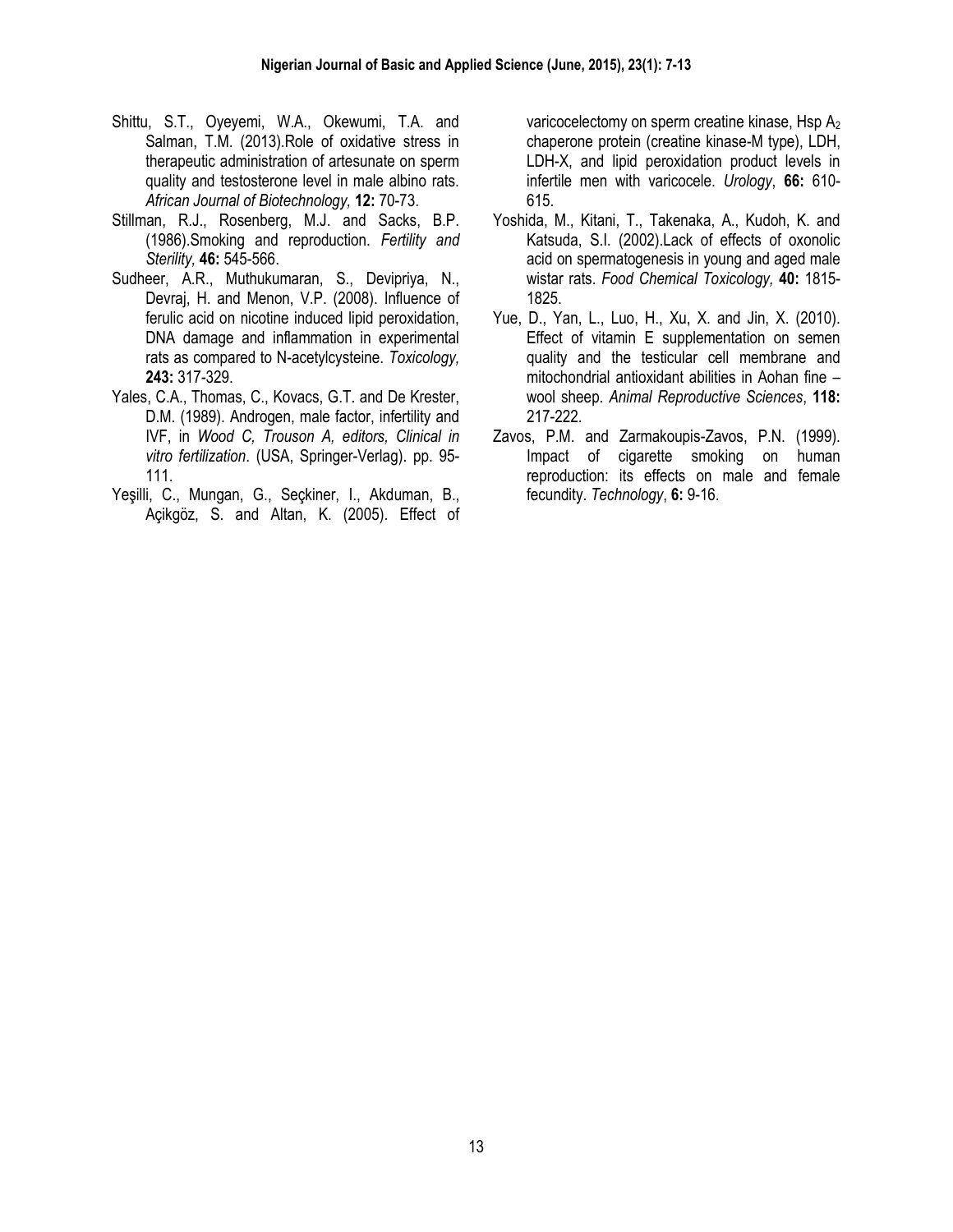Shittu, S.T., Oyeyemi, W.A., Okewumi, T.A. and Salman, T.M. (2013).Role of oxidative stress in therapeutic administration of artesunate on sperm quality and testosterone level in male albino rats. *African Journal of Biotechnology,* **12:** 70-73.

Stillman, R.J., Rosenberg, M.J. and Sacks, B.P. (1986).Smoking and reproduction. *Fertility and Sterility,* **46:** 545-566.

Sudheer, A.R., Muthukumaran, S., Devipriya, N., Devraj, H. and Menon, V.P. (2008). Influence of ferulic acid on nicotine induced lipid peroxidation, DNA damage and inflammation in experimental rats as compared to N-acetylcysteine. *Toxicology,* **243:** 317-329.

Yales, C.A., Thomas, C., Kovacs, G.T. and De Krester, D.M. (1989). Androgen, male factor, infertility and IVF, in *Wood C, Trouson A, editors, Clinical in vitro fertilization*. (USA, Springer-Verlag). pp. 95-111.

Yeşilli, C., Mungan, G., Seçkiner, I., Akduman, B., Açikgöz, S. and Altan, K. (2005). Effect of varicocelectomy on sperm creatine kinase, Hsp $A_2$ chaperone protein (creatine kinase-M type), LDH, LDH-X, and lipid peroxidation product levels in infertile men with varicocele. *Urology*, **66:** 610-615.

Yoshida, M., Kitani, T., Takenaka, A., Kudoh, K. and Katsuda, S.I. (2002).Lack of effects of oxonolic acid on spermatogenesis in young and aged male wistar rats. *Food Chemical Toxicology,* **40:** 1815-1825.

Yue, D., Yan, L., Luo, H., Xu, X. and Jin, X. (2010). Effect of vitamin E supplementation on semen quality and the testicular cell membrane and mitochondrial antioxidant abilities in Aohan fine – wool sheep. *Animal Reproductive Sciences*, **118:** 217-222.

Zavos, P.M. and Zarmakoupis-Zavos, P.N. (1999). Impact of cigarette smoking on human reproduction: its effects on male and female fecundity. *Technology*, **6:** 9-16.